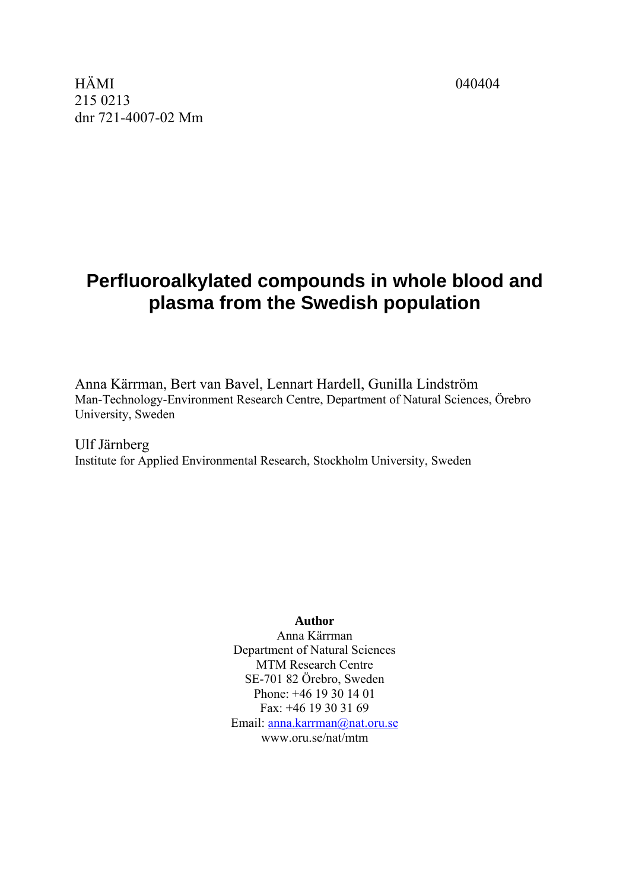HÄMI 040404
215 0213
dnr 721-4007-02 Mm

# Perfluoroalkylated compounds in whole blood and plasma from the Swedish population

Anna Kärrman, Bert van Bavel, Lennart Hardell, Gunilla Lindström
Man-Technology-Environment Research Centre, Department of Natural Sciences, Örebro University, Sweden

Ulf Järnberg
Institute for Applied Environmental Research, Stockholm University, Sweden

**Author**
Anna Kärrman
Department of Natural Sciences
MTM Research Centre
SE-701 82 Örebro, Sweden
Phone: +46 19 30 14 01
Fax: +46 19 30 31 69
Email: anna.karrman@nat.oru.se
www.oru.se/nat/mtm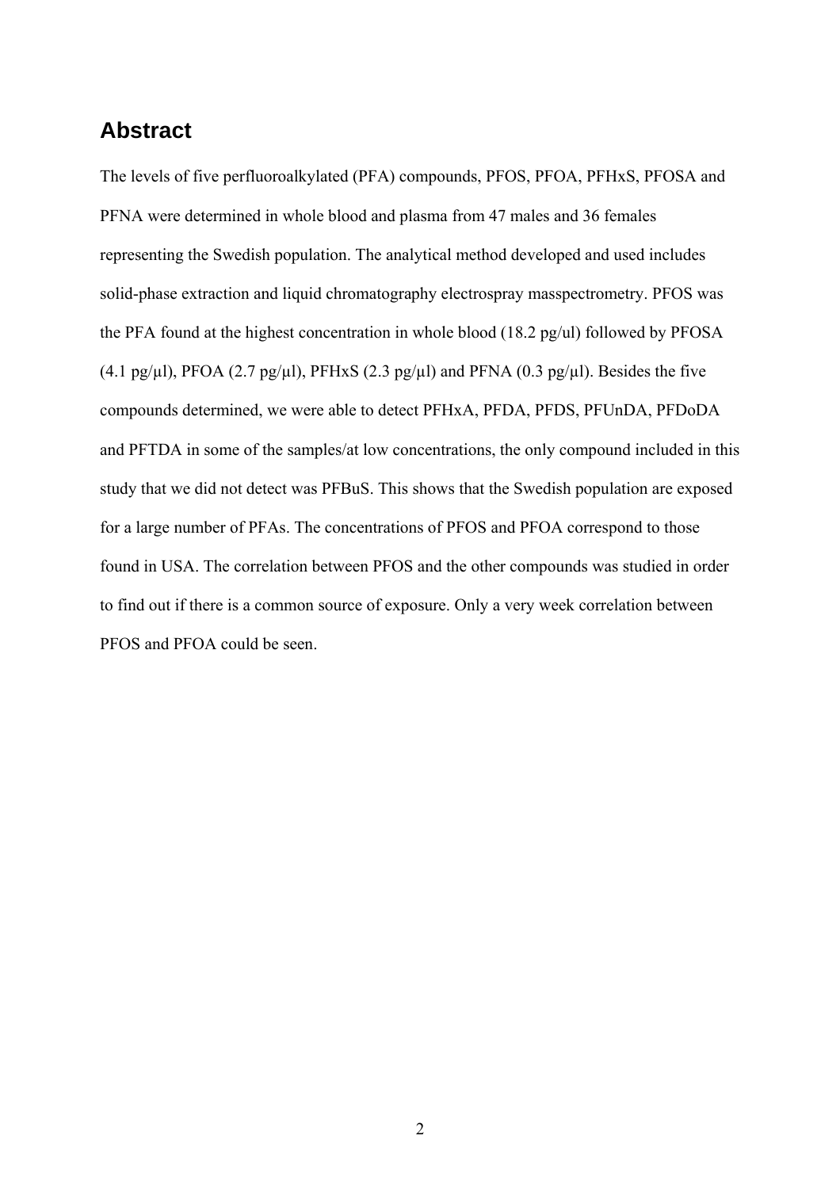## Abstract

The levels of five perfluoroalkylated (PFA) compounds, PFOS, PFOA, PFHxS, PFOSA and PFNA were determined in whole blood and plasma from 47 males and 36 females representing the Swedish population. The analytical method developed and used includes solid-phase extraction and liquid chromatography electrospray masspectrometry. PFOS was the PFA found at the highest concentration in whole blood (18.2 pg/ul) followed by PFOSA (4.1 pg/µl), PFOA (2.7 pg/µl), PFHxS (2.3 pg/µl) and PFNA (0.3 pg/µl). Besides the five compounds determined, we were able to detect PFHxA, PFDA, PFDS, PFUnDA, PFDoDA and PFTDA in some of the samples/at low concentrations, the only compound included in this study that we did not detect was PFBuS. This shows that the Swedish population are exposed for a large number of PFAs. The concentrations of PFOS and PFOA correspond to those found in USA. The correlation between PFOS and the other compounds was studied in order to find out if there is a common source of exposure. Only a very week correlation between PFOS and PFOA could be seen.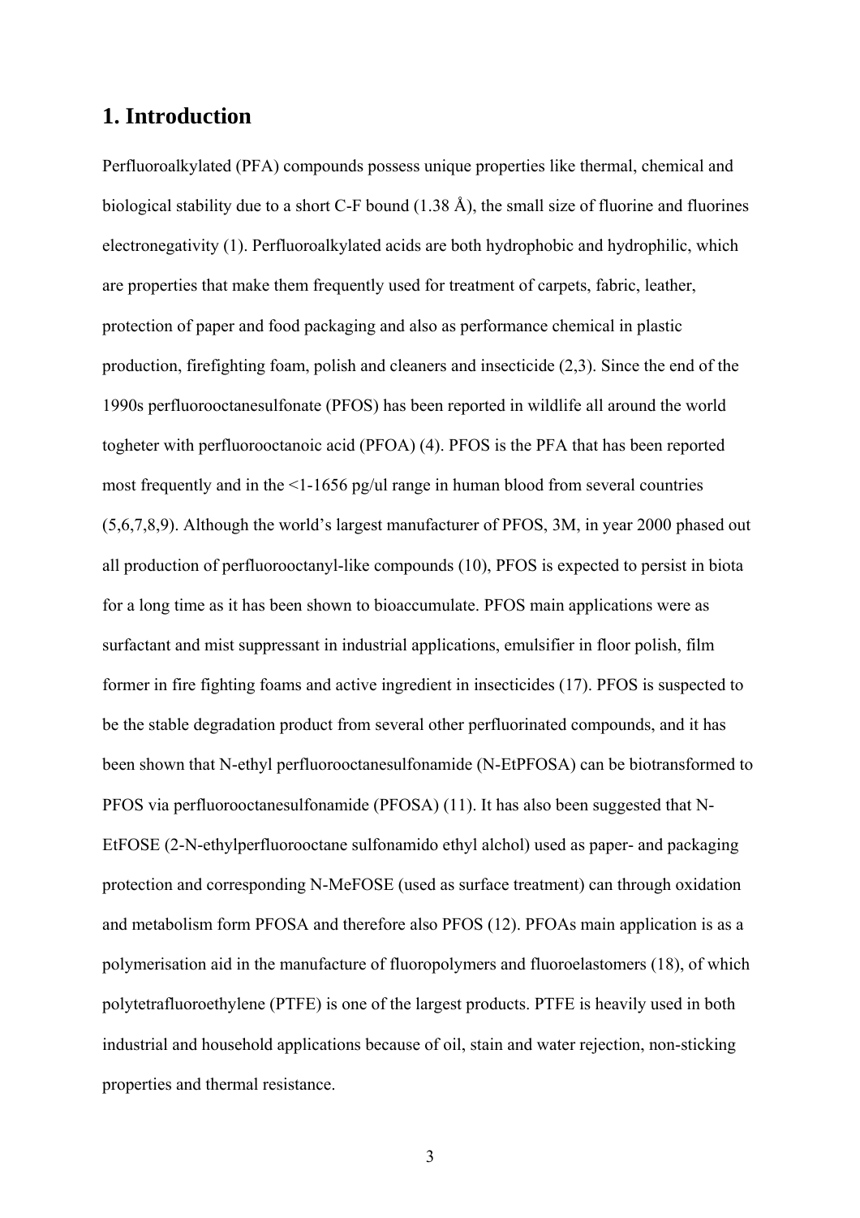## 1. Introduction

Perfluoroalkylated (PFA) compounds possess unique properties like thermal, chemical and biological stability due to a short C-F bound (1.38 Å), the small size of fluorine and fluorines electronegativity (1). Perfluoroalkylated acids are both hydrophobic and hydrophilic, which are properties that make them frequently used for treatment of carpets, fabric, leather, protection of paper and food packaging and also as performance chemical in plastic production, firefighting foam, polish and cleaners and insecticide (2,3). Since the end of the 1990s perfluorooctanesulfonate (PFOS) has been reported in wildlife all around the world togheter with perfluorooctanoic acid (PFOA) (4). PFOS is the PFA that has been reported most frequently and in the <1-1656 pg/ul range in human blood from several countries (5,6,7,8,9). Although the world's largest manufacturer of PFOS, 3M, in year 2000 phased out all production of perfluorooctanyl-like compounds (10), PFOS is expected to persist in biota for a long time as it has been shown to bioaccumulate. PFOS main applications were as surfactant and mist suppressant in industrial applications, emulsifier in floor polish, film former in fire fighting foams and active ingredient in insecticides (17). PFOS is suspected to be the stable degradation product from several other perfluorinated compounds, and it has been shown that N-ethyl perfluorooctanesulfonamide (N-EtPFOSA) can be biotransformed to PFOS via perfluorooctanesulfonamide (PFOSA) (11). It has also been suggested that N-EtFOSE (2-N-ethylperfluorooctane sulfonamido ethyl alchol) used as paper- and packaging protection and corresponding N-MeFOSE (used as surface treatment) can through oxidation and metabolism form PFOSA and therefore also PFOS (12). PFOAs main application is as a polymerisation aid in the manufacture of fluoropolymers and fluoroelastomers (18), of which polytetrafluoroethylene (PTFE) is one of the largest products. PTFE is heavily used in both industrial and household applications because of oil, stain and water rejection, non-sticking properties and thermal resistance.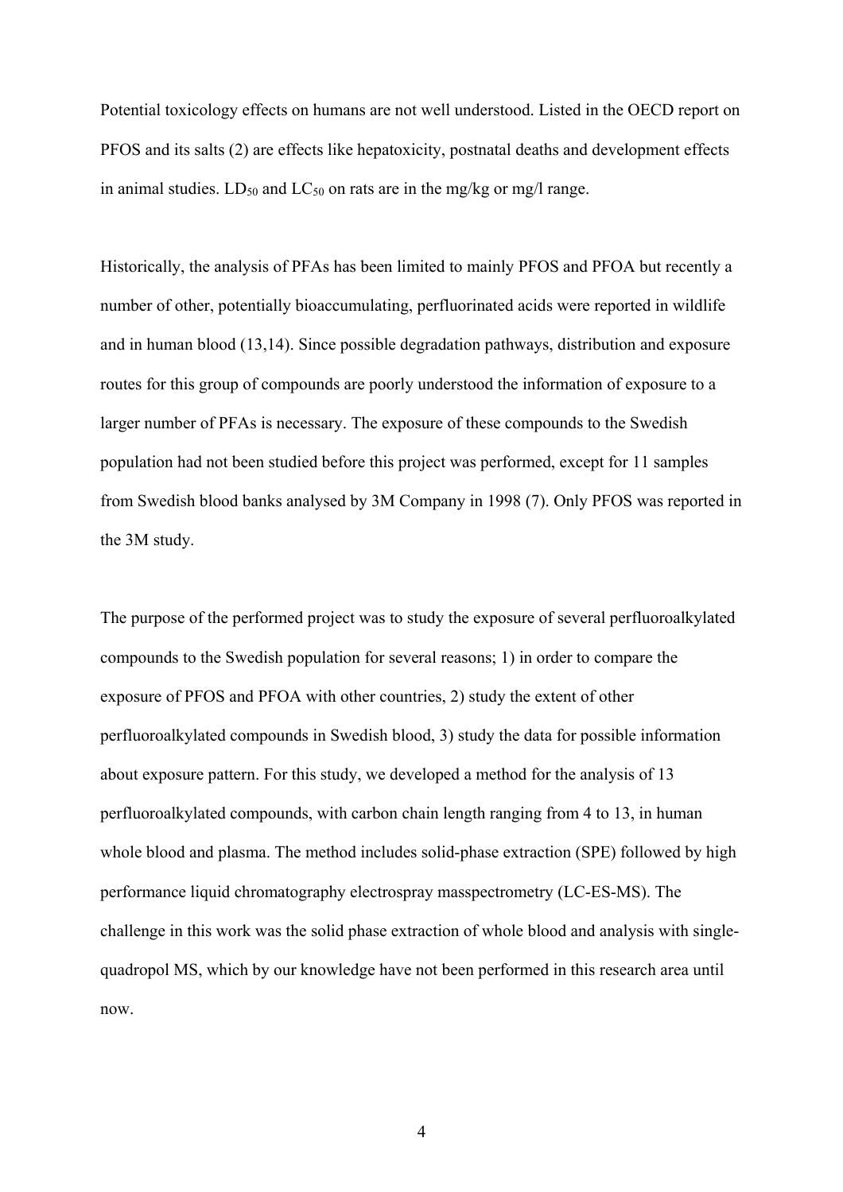Potential toxicology effects on humans are not well understood. Listed in the OECD report on PFOS and its salts (2) are effects like hepatoxicity, postnatal deaths and development effects in animal studies. $LD_{50}$ and $LC_{50}$ on rats are in the mg/kg or mg/l range.

Historically, the analysis of PFAs has been limited to mainly PFOS and PFOA but recently a number of other, potentially bioaccumulating, perfluorinated acids were reported in wildlife and in human blood (13,14). Since possible degradation pathways, distribution and exposure routes for this group of compounds are poorly understood the information of exposure to a larger number of PFAs is necessary. The exposure of these compounds to the Swedish population had not been studied before this project was performed, except for 11 samples from Swedish blood banks analysed by 3M Company in 1998 (7). Only PFOS was reported in the 3M study.

The purpose of the performed project was to study the exposure of several perfluoroalkylated compounds to the Swedish population for several reasons; 1) in order to compare the exposure of PFOS and PFOA with other countries, 2) study the extent of other perfluoroalkylated compounds in Swedish blood, 3) study the data for possible information about exposure pattern. For this study, we developed a method for the analysis of 13 perfluoroalkylated compounds, with carbon chain length ranging from 4 to 13, in human whole blood and plasma. The method includes solid-phase extraction (SPE) followed by high performance liquid chromatography electrospray masspectrometry (LC-ES-MS). The challenge in this work was the solid phase extraction of whole blood and analysis with single-quadropol MS, which by our knowledge have not been performed in this research area until now.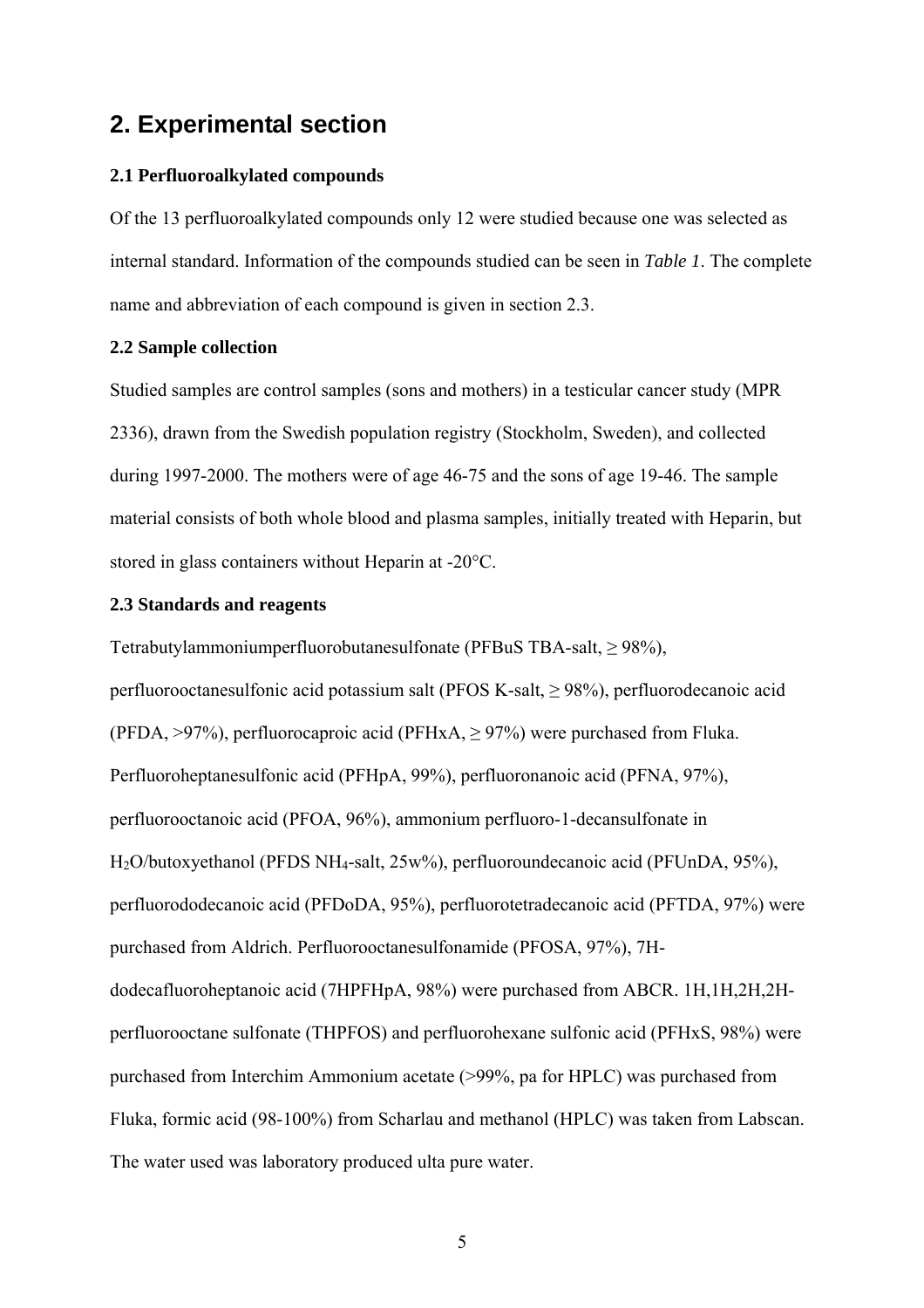# 2. Experimental section

### 2.1 Perfluoroalkylated compounds

Of the 13 perfluoroalkylated compounds only 12 were studied because one was selected as internal standard. Information of the compounds studied can be seen in *Table 1*. The complete name and abbreviation of each compound is given in section 2.3.

### 2.2 Sample collection

Studied samples are control samples (sons and mothers) in a testicular cancer study (MPR 2336), drawn from the Swedish population registry (Stockholm, Sweden), and collected during 1997-2000. The mothers were of age 46-75 and the sons of age 19-46. The sample material consists of both whole blood and plasma samples, initially treated with Heparin, but stored in glass containers without Heparin at -20°C.

### 2.3 Standards and reagents

Tetrabutylammoniumperfluorobutanesulfonate (PFBuS TBA-salt, ≥ 98%), perfluorooctanesulfonic acid potassium salt (PFOS K-salt, ≥ 98%), perfluorodecanoic acid (PFDA, >97%), perfluorocaproic acid (PFHxA, ≥ 97%) were purchased from Fluka. Perfluoroheptanesulfonic acid (PFHpA, 99%), perfluoronanoic acid (PFNA, 97%), perfluorooctanoic acid (PFOA, 96%), ammonium perfluoro-1-decansulfonate in $H_2O$/butoxyethanol (PFDS $NH_4$-salt, 25w%), perfluoroundecanoic acid (PFUnDA, 95%), perfluorododecanoic acid (PFDoDA, 95%), perfluorotetradecanoic acid (PFTDA, 97%) were purchased from Aldrich. Perfluorooctanesulfonamide (PFOSA, 97%), 7H-dodecafluoroheptanoic acid (7HPFHpA, 98%) were purchased from ABCR. 1H,1H,2H,2H-perfluorooctane sulfonate (THPFOS) and perfluorohexane sulfonic acid (PFHxS, 98%) were purchased from Interchim Ammonium acetate (>99%, pa for HPLC) was purchased from Fluka, formic acid (98-100%) from Scharlau and methanol (HPLC) was taken from Labscan. The water used was laboratory produced ulta pure water.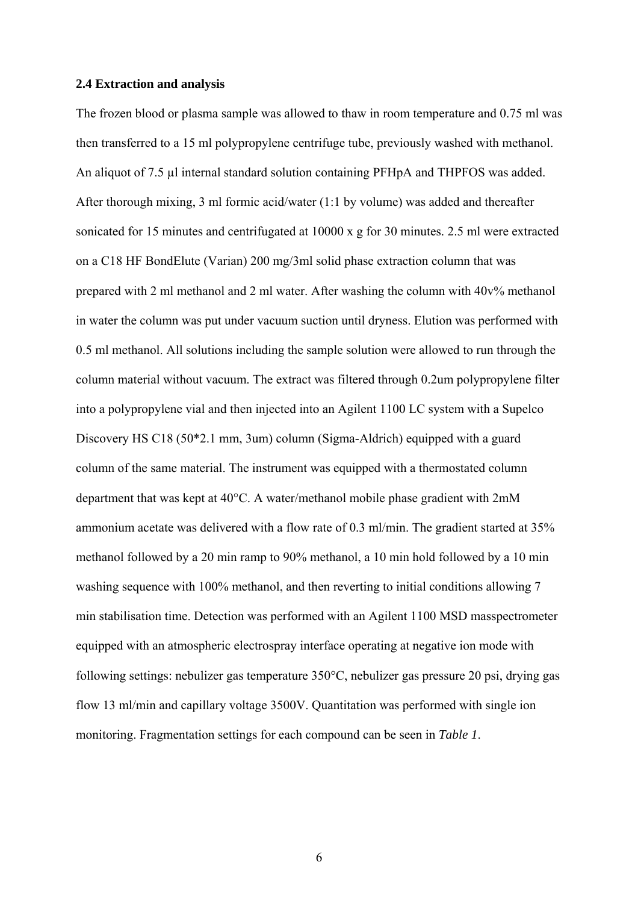### 2.4 Extraction and analysis

The frozen blood or plasma sample was allowed to thaw in room temperature and 0.75 ml was then transferred to a 15 ml polypropylene centrifuge tube, previously washed with methanol. An aliquot of 7.5 µl internal standard solution containing PFHpA and THPFOS was added. After thorough mixing, 3 ml formic acid/water (1:1 by volume) was added and thereafter sonicated for 15 minutes and centrifugated at 10000 x g for 30 minutes. 2.5 ml were extracted on a C18 HF BondElute (Varian) 200 mg/3ml solid phase extraction column that was prepared with 2 ml methanol and 2 ml water. After washing the column with 40v% methanol in water the column was put under vacuum suction until dryness. Elution was performed with 0.5 ml methanol. All solutions including the sample solution were allowed to run through the column material without vacuum. The extract was filtered through 0.2um polypropylene filter into a polypropylene vial and then injected into an Agilent 1100 LC system with a Supelco Discovery HS C18 (50*2.1 mm, 3um) column (Sigma-Aldrich) equipped with a guard column of the same material. The instrument was equipped with a thermostated column department that was kept at 40°C. A water/methanol mobile phase gradient with 2mM ammonium acetate was delivered with a flow rate of 0.3 ml/min. The gradient started at 35% methanol followed by a 20 min ramp to 90% methanol, a 10 min hold followed by a 10 min washing sequence with 100% methanol, and then reverting to initial conditions allowing 7 min stabilisation time. Detection was performed with an Agilent 1100 MSD masspectrometer equipped with an atmospheric electrospray interface operating at negative ion mode with following settings: nebulizer gas temperature 350°C, nebulizer gas pressure 20 psi, drying gas flow 13 ml/min and capillary voltage 3500V. Quantitation was performed with single ion monitoring. Fragmentation settings for each compound can be seen in *Table 1*.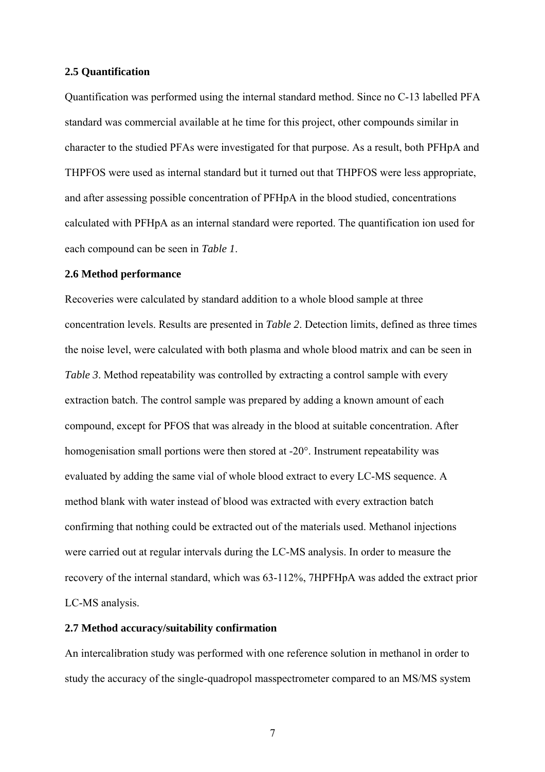**2.5 Quantification**

Quantification was performed using the internal standard method. Since no C-13 labelled PFA standard was commercial available at he time for this project, other compounds similar in character to the studied PFAs were investigated for that purpose. As a result, both PFHpA and THPFOS were used as internal standard but it turned out that THPFOS were less appropriate, and after assessing possible concentration of PFHpA in the blood studied, concentrations calculated with PFHpA as an internal standard were reported. The quantification ion used for each compound can be seen in *Table 1*.

**2.6 Method performance**

Recoveries were calculated by standard addition to a whole blood sample at three concentration levels. Results are presented in *Table 2*. Detection limits, defined as three times the noise level, were calculated with both plasma and whole blood matrix and can be seen in *Table 3*. Method repeatability was controlled by extracting a control sample with every extraction batch. The control sample was prepared by adding a known amount of each compound, except for PFOS that was already in the blood at suitable concentration. After homogenisation small portions were then stored at -20°. Instrument repeatability was evaluated by adding the same vial of whole blood extract to every LC-MS sequence. A method blank with water instead of blood was extracted with every extraction batch confirming that nothing could be extracted out of the materials used. Methanol injections were carried out at regular intervals during the LC-MS analysis. In order to measure the recovery of the internal standard, which was 63-112%, 7HPFHpA was added the extract prior LC-MS analysis.

**2.7 Method accuracy/suitability confirmation**

An intercalibration study was performed with one reference solution in methanol in order to study the accuracy of the single-quadropol masspectrometer compared to an MS/MS system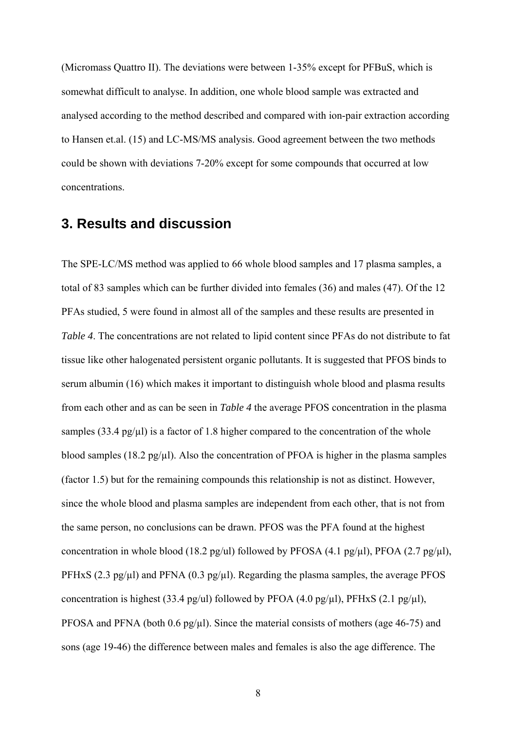(Micromass Quattro II). The deviations were between 1-35% except for PFBuS, which is somewhat difficult to analyse. In addition, one whole blood sample was extracted and analysed according to the method described and compared with ion-pair extraction according to Hansen et.al. (15) and LC-MS/MS analysis. Good agreement between the two methods could be shown with deviations 7-20% except for some compounds that occurred at low concentrations.

## 3. Results and discussion

The SPE-LC/MS method was applied to 66 whole blood samples and 17 plasma samples, a total of 83 samples which can be further divided into females (36) and males (47). Of the 12 PFAs studied, 5 were found in almost all of the samples and these results are presented in *Table 4*. The concentrations are not related to lipid content since PFAs do not distribute to fat tissue like other halogenated persistent organic pollutants. It is suggested that PFOS binds to serum albumin (16) which makes it important to distinguish whole blood and plasma results from each other and as can be seen in *Table 4* the average PFOS concentration in the plasma samples (33.4 pg/µl) is a factor of 1.8 higher compared to the concentration of the whole blood samples (18.2 pg/µl). Also the concentration of PFOA is higher in the plasma samples (factor 1.5) but for the remaining compounds this relationship is not as distinct. However, since the whole blood and plasma samples are independent from each other, that is not from the same person, no conclusions can be drawn. PFOS was the PFA found at the highest concentration in whole blood (18.2 pg/ul) followed by PFOSA (4.1 pg/µl), PFOA (2.7 pg/µl), PFHxS (2.3 pg/µl) and PFNA (0.3 pg/µl). Regarding the plasma samples, the average PFOS concentration is highest (33.4 pg/ul) followed by PFOA (4.0 pg/µl), PFHxS (2.1 pg/µl), PFOSA and PFNA (both 0.6 pg/µl). Since the material consists of mothers (age 46-75) and sons (age 19-46) the difference between males and females is also the age difference. The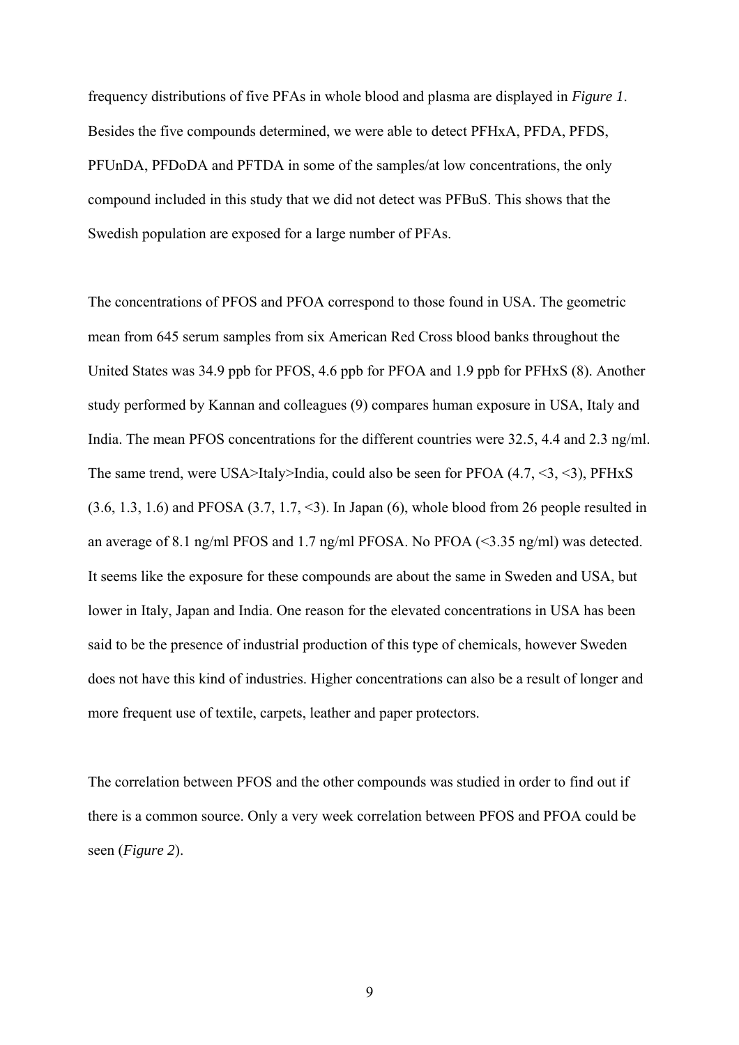frequency distributions of five PFAs in whole blood and plasma are displayed in *Figure 1*. Besides the five compounds determined, we were able to detect PFHxA, PFDA, PFDS, PFUnDA, PFDoDA and PFTDA in some of the samples/at low concentrations, the only compound included in this study that we did not detect was PFBuS. This shows that the Swedish population are exposed for a large number of PFAs.

The concentrations of PFOS and PFOA correspond to those found in USA. The geometric mean from 645 serum samples from six American Red Cross blood banks throughout the United States was 34.9 ppb for PFOS, 4.6 ppb for PFOA and 1.9 ppb for PFHxS (8). Another study performed by Kannan and colleagues (9) compares human exposure in USA, Italy and India. The mean PFOS concentrations for the different countries were 32.5, 4.4 and 2.3 ng/ml. The same trend, were USA>Italy>India, could also be seen for PFOA (4.7, <3, <3), PFHxS (3.6, 1.3, 1.6) and PFOSA (3.7, 1.7, <3). In Japan (6), whole blood from 26 people resulted in an average of 8.1 ng/ml PFOS and 1.7 ng/ml PFOSA. No PFOA (<3.35 ng/ml) was detected. It seems like the exposure for these compounds are about the same in Sweden and USA, but lower in Italy, Japan and India. One reason for the elevated concentrations in USA has been said to be the presence of industrial production of this type of chemicals, however Sweden does not have this kind of industries. Higher concentrations can also be a result of longer and more frequent use of textile, carpets, leather and paper protectors.

The correlation between PFOS and the other compounds was studied in order to find out if there is a common source. Only a very week correlation between PFOS and PFOA could be seen (*Figure 2*).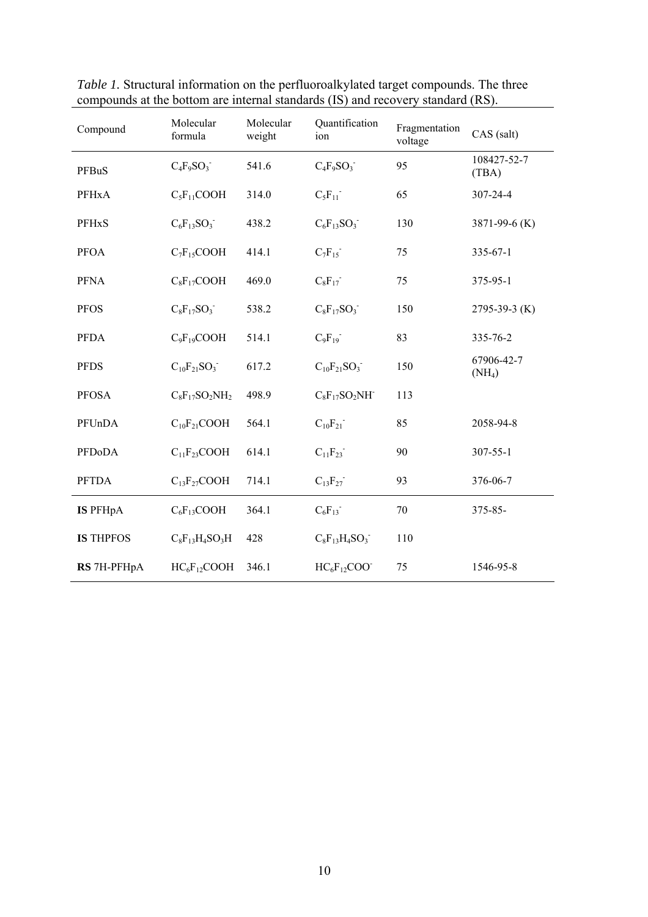*Table 1.* Structural information on the perfluoroalkylated target compounds. The three compounds at the bottom are internal standards (IS) and recovery standard (RS).

| Compound | Molecular formula | Molecular weight | Quantification ion | Fragmentation voltage | CAS (salt) |
|---|---|---|---|---|---|
| PFBuS | $C_4F_9SO_3^-$ | 541.6 | $C_4F_9SO_3^-$ | 95 | 108427-52-7 (TBA) |
| PFHxA | $C_5F_{11}COOH$ | 314.0 | $C_5F_{11}^-$ | 65 | 307-24-4 |
| PFHxS | $C_6F_{13}SO_3^-$ | 438.2 | $C_6F_{13}SO_3^-$ | 130 | 3871-99-6 (K) |
| PFOA | $C_7F_{15}COOH$ | 414.1 | $C_7F_{15}^-$ | 75 | 335-67-1 |
| PFNA | $C_8F_{17}COOH$ | 469.0 | $C_8F_{17}^-$ | 75 | 375-95-1 |
| PFOS | $C_8F_{17}SO_3^-$ | 538.2 | $C_8F_{17}SO_3^-$ | 150 | 2795-39-3 (K) |
| PFDA | $C_9F_{19}COOH$ | 514.1 | $C_9F_{19}^-$ | 83 | 335-76-2 |
| PFDS | $C_{10}F_{21}SO_3^-$ | 617.2 | $C_{10}F_{21}SO_3^-$ | 150 | 67906-42-7 ($NH_4$) |
| PFOSA | $C_8F_{17}SO_2NH_2$ | 498.9 | $C_8F_{17}SO_2NH^-$ | 113 | |
| PFUnDA | $C_{10}F_{21}COOH$ | 564.1 | $C_{10}F_{21}^-$ | 85 | 2058-94-8 |
| PFDoDA | $C_{11}F_{23}COOH$ | 614.1 | $C_{11}F_{23}^-$ | 90 | 307-55-1 |
| PFTDA | $C_{13}F_{27}COOH$ | 714.1 | $C_{13}F_{27}^-$ | 93 | 376-06-7 |
| **IS** PFHpA | $C_6F_{13}COOH$ | 364.1 | $C_6F_{13}^-$ | 70 | 375-85- |
| **IS** THPFOS | $C_8F_{13}H_4SO_3H$ | 428 | $C_8F_{13}H_4SO_3^-$ | 110 | |
| **RS** 7H-PFHpA | $HC_6F_{12}COOH$ | 346.1 | $HC_6F_{12}COO^-$ | 75 | 1546-95-8 |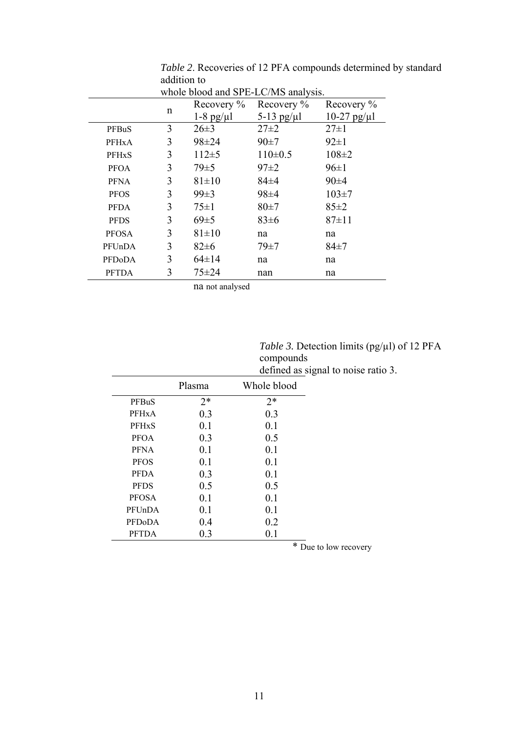*Table 2*. Recoveries of 12 PFA compounds determined by standard addition to whole blood and SPE-LC/MS analysis.

| | n | Recovery % 1-8 pg/µl | Recovery % 5-13 pg/µl | Recovery % 10-27 pg/µl |
|---|---|---|---|---|
| PFBuS | 3 | 26±3 | 27±2 | 27±1 |
| PFHxA | 3 | 98±24 | 90±7 | 92±1 |
| PFHxS | 3 | 112±5 | 110±0.5 | 108±2 |
| PFOA | 3 | 79±5 | 97±2 | 96±1 |
| PFNA | 3 | 81±10 | 84±4 | 90±4 |
| PFOS | 3 | 99±3 | 98±4 | 103±7 |
| PFDA | 3 | 75±1 | 80±7 | 85±2 |
| PFDS | 3 | 69±5 | 83±6 | 87±11 |
| PFOSA | 3 | 81±10 | na | na |
| PFUnDA | 3 | 82±6 | 79±7 | 84±7 |
| PFDoDA | 3 | 64±14 | na | na |
| PFTDA | 3 | 75±24 | nan | na |

na not analysed

*Table 3.* Detection limits (pg/µl) of 12 PFA compounds defined as signal to noise ratio 3.

| | Plasma | Whole blood |
|---|---|---|
| PFBuS | 2* | 2* |
| PFHxA | 0.3 | 0.3 |
| PFHxS | 0.1 | 0.1 |
| PFOA | 0.3 | 0.5 |
| PFNA | 0.1 | 0.1 |
| PFOS | 0.1 | 0.1 |
| PFDA | 0.3 | 0.1 |
| PFDS | 0.5 | 0.5 |
| PFOSA | 0.1 | 0.1 |
| PFUnDA | 0.1 | 0.1 |
| PFDoDA | 0.4 | 0.2 |
| PFTDA | 0.3 | 0.1 |

* Due to low recovery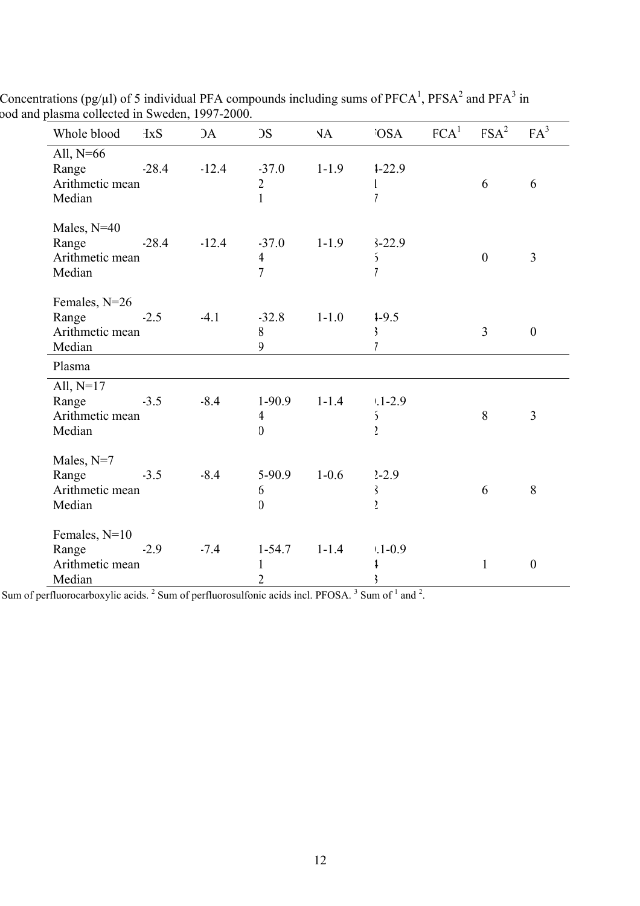Concentrations (pg/μl) of 5 individual PFA compounds including sums of PFCA[1], PFSA[2] and PFA[3] in ood and plasma collected in Sweden, 1997-2000.

| Whole blood | HxS | OA | OS | NA | OSA | FCA[1] | FSA[2] | FA[3] |
|---|---|---|---|---|---|---|---|---|
| All, N=66 | | | | | | | | |
| Range | -28.4 | -12.4 | -37.0 | 1-1.9 | 4-22.9 | | | |
| Arithmetic mean | | | 2 | | 1 | | 6 | 6 |
| Median | | | 1 | | 7 | | | |
| Males, N=40 | | | | | | | | |
| Range | -28.4 | -12.4 | -37.0 | 1-1.9 | 3-22.9 | | | |
| Arithmetic mean | | | 4 | | 5 | | 0 | 3 |
| Median | | | 7 | | 7 | | | |
| Females, N=26 | | | | | | | | |
| Range | -2.5 | -4.1 | -32.8 | 1-1.0 | 4-9.5 | | | |
| Arithmetic mean | | | 8 | | 3 | | 3 | 0 |
| Median | | | 9 | | 7 | | | |
| Plasma | | | | | | | | |
| All, N=17 | | | | | | | | |
| Range | -3.5 | -8.4 | 1-90.9 | 1-1.4 | .1-2.9 | | | |
| Arithmetic mean | | | 4 | | 5 | | 8 | 3 |
| Median | | | 0 | | 2 | | | |
| Males, N=7 | | | | | | | | |
| Range | -3.5 | -8.4 | 5-90.9 | 1-0.6 | 2-2.9 | | | |
| Arithmetic mean | | | 6 | | 3 | | 6 | 8 |
| Median | | | 0 | | 2 | | | |
| Females, N=10 | | | | | | | | |
| Range | -2.9 | -7.4 | 1-54.7 | 1-1.4 | .1-0.9 | | | |
| Arithmetic mean | | | 1 | | 4 | | 1 | 0 |
| Median | | | 2 | | 3 | | | |

Sum of perfluorocarboxylic acids. [2] Sum of perfluorosulfonic acids incl. PFOSA. [3] Sum of [1] and [2].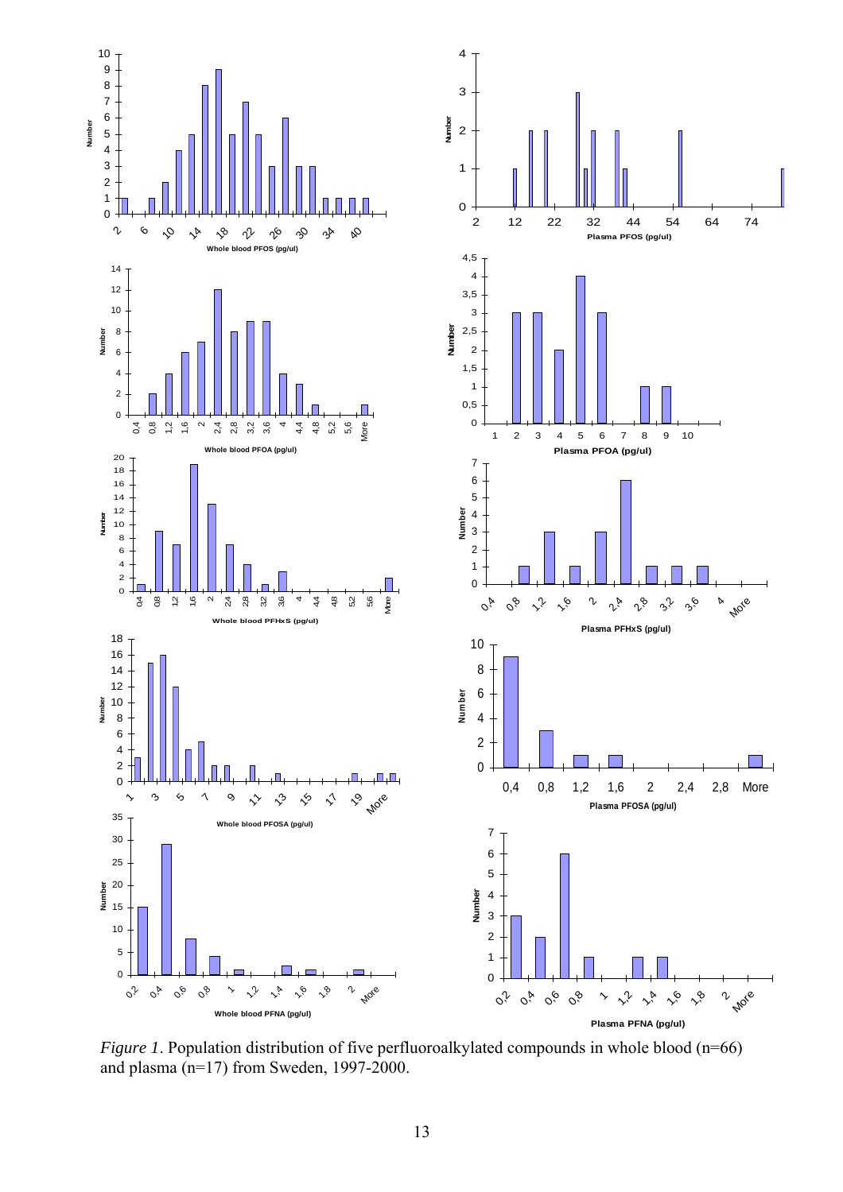Number

Whole blood PFOS (pg/ul)

Number

Plasma PFOS (pg/ul)

Number

Whole blood PFOA (pg/ul)

Number

Plasma PFOA (pg/ul)

Number

Whole blood PFHxS (pg/ul)

Number

Plasma PFHxS (pg/ul)

Number

Whole blood PFOSA (pg/ul)

Number

Plasma PFOSA (pg/ul)

Number

Whole blood PFNA (pg/ul)

Number

Plasma PFNA (pg/ul)

*Figure 1*. Population distribution of five perfluoroalkylated compounds in whole blood (n=66) and plasma (n=17) from Sweden, 1997-2000.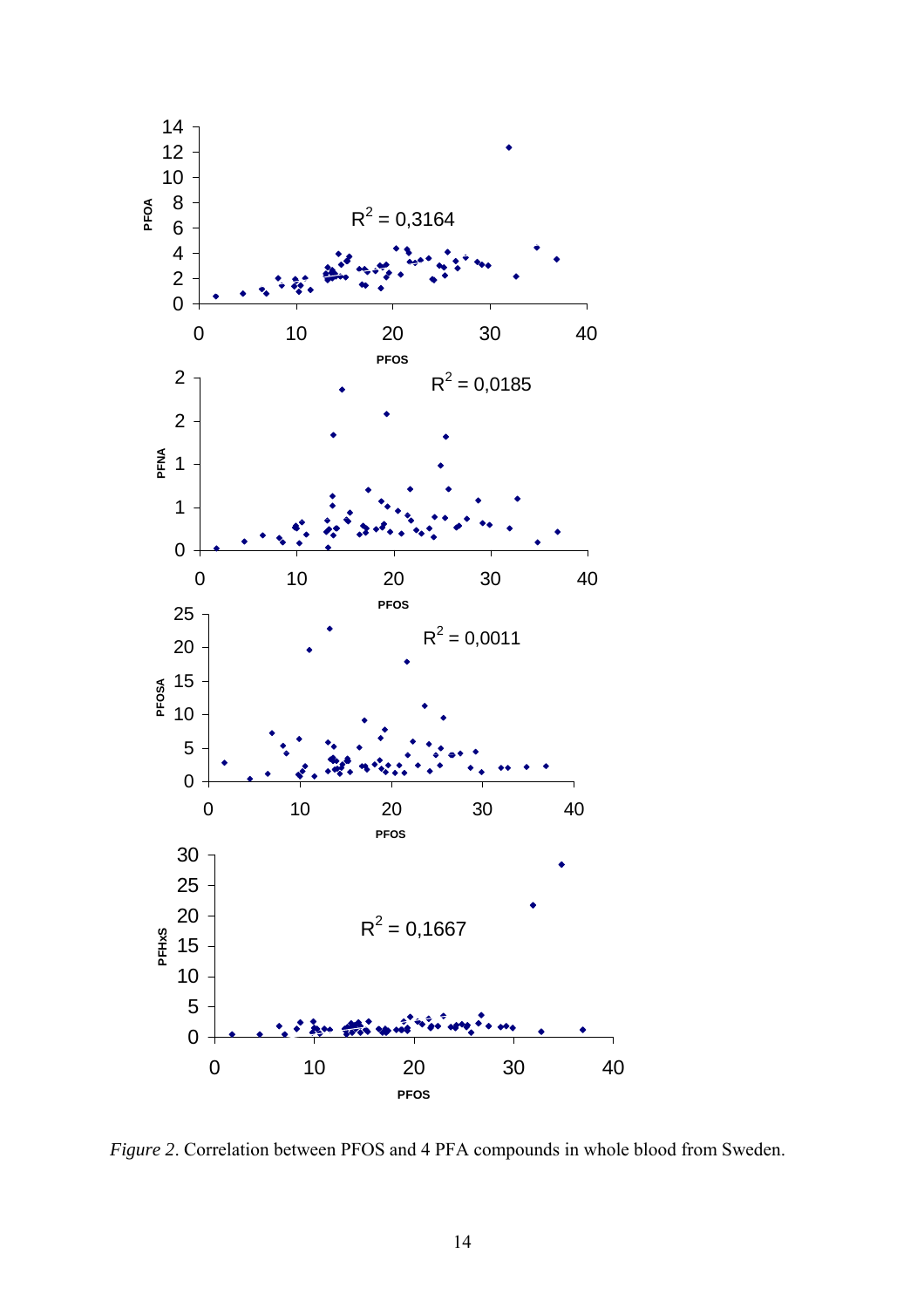PFOA

14
12
10
8
6
4
2
0

$R^2$ = 0,3164

0 10 20 30 40

PFOS

PFNA

2
2
1
1
0

$R^2$ = 0,0185

0 10 20 30 40

PFOS

PFOSA

25
20
15
10
5
0

$R^2$ = 0,0011

0 10 20 30 40

PFOS

PFHxS

30
25
20
15
10
5
0

$R^2$ = 0,1667

0 10 20 30 40

PFOS

*Figure 2*. Correlation between PFOS and 4 PFA compounds in whole blood from Sweden.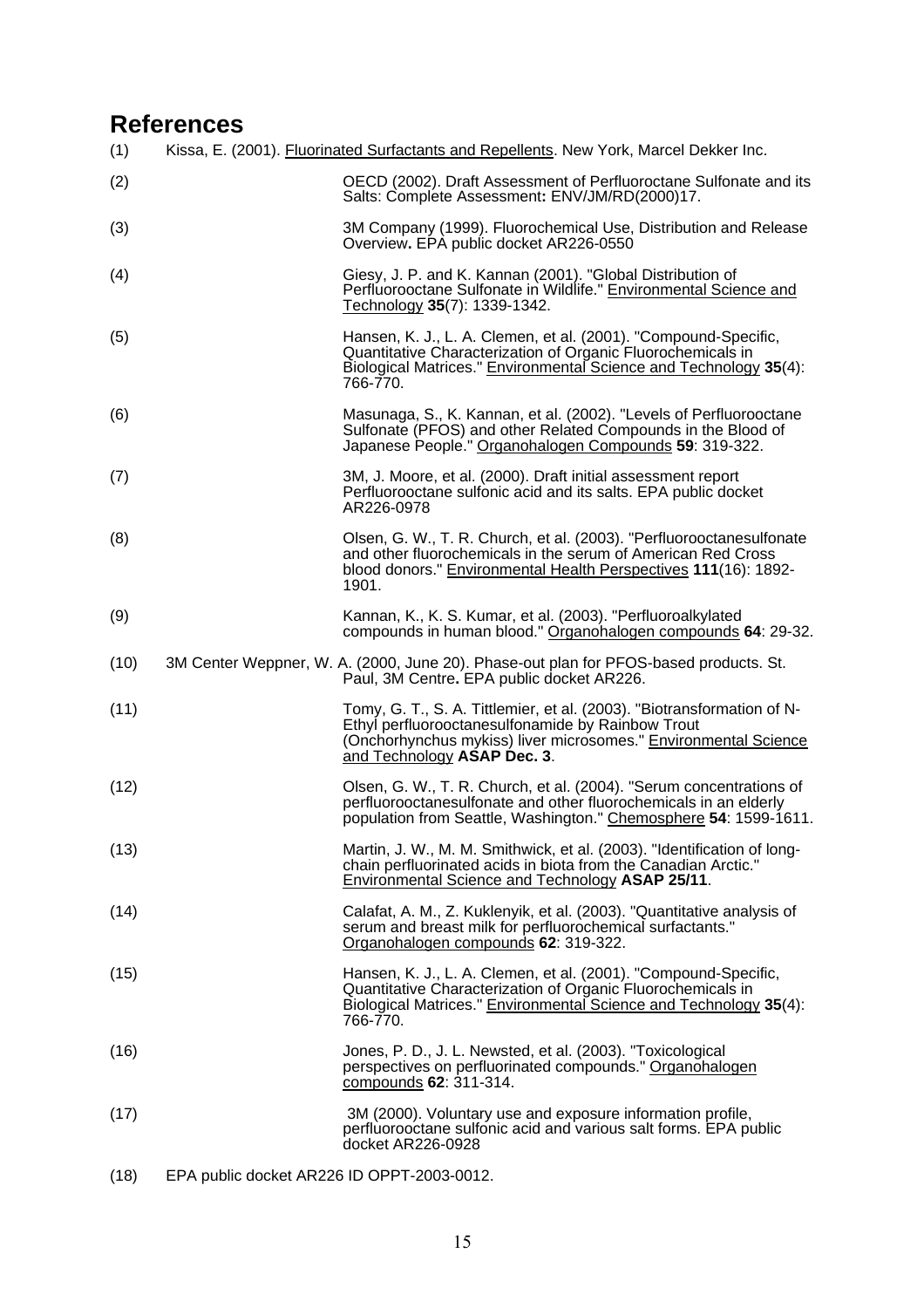# References

(1) Kissa, E. (2001). Fluorinated Surfactants and Repellents. New York, Marcel Dekker Inc.

(2) OECD (2002). Draft Assessment of Perfluoroctane Sulfonate and its Salts: Complete Assessment**:** ENV/JM/RD(2000)17.

(3) 3M Company (1999). Fluorochemical Use, Distribution and Release Overview**.** EPA public docket AR226-0550

(4) Giesy, J. P. and K. Kannan (2001). "Global Distribution of Perfluorooctane Sulfonate in Wildlife." Environmental Science and Technology **35**(7): 1339-1342.

(5) Hansen, K. J., L. A. Clemen, et al. (2001). "Compound-Specific, Quantitative Characterization of Organic Fluorochemicals in Biological Matrices." Environmental Science and Technology **35**(4): 766-770.

(6) Masunaga, S., K. Kannan, et al. (2002). "Levels of Perfluorooctane Sulfonate (PFOS) and other Related Compounds in the Blood of Japanese People." Organohalogen Compounds **59**: 319-322.

(7) 3M, J. Moore, et al. (2000). Draft initial assessment report Perfluorooctane sulfonic acid and its salts. EPA public docket AR226-0978

(8) Olsen, G. W., T. R. Church, et al. (2003). "Perfluorooctanesulfonate and other fluorochemicals in the serum of American Red Cross blood donors." Environmental Health Perspectives **111**(16): 1892-1901.

(9) Kannan, K., K. S. Kumar, et al. (2003). "Perfluoroalkylated compounds in human blood." Organohalogen compounds **64**: 29-32.

(10) 3M Center Weppner, W. A. (2000, June 20). Phase-out plan for PFOS-based products. St. Paul, 3M Centre**.** EPA public docket AR226.

(11) Tomy, G. T., S. A. Tittlemier, et al. (2003). "Biotransformation of N-Ethyl perfluorooctanesulfonamide by Rainbow Trout (Onchorhynchus mykiss) liver microsomes." Environmental Science and Technology **ASAP Dec. 3**.

(12) Olsen, G. W., T. R. Church, et al. (2004). "Serum concentrations of perfluorooctanesulfonate and other fluorochemicals in an elderly population from Seattle, Washington." Chemosphere **54**: 1599-1611.

(13) Martin, J. W., M. M. Smithwick, et al. (2003). "Identification of long-chain perfluorinated acids in biota from the Canadian Arctic." Environmental Science and Technology **ASAP 25/11**.

(14) Calafat, A. M., Z. Kuklenyik, et al. (2003). "Quantitative analysis of serum and breast milk for perfluorochemical surfactants." Organohalogen compounds **62**: 319-322.

(15) Hansen, K. J., L. A. Clemen, et al. (2001). "Compound-Specific, Quantitative Characterization of Organic Fluorochemicals in Biological Matrices." Environmental Science and Technology **35**(4): 766-770.

(16) Jones, P. D., J. L. Newsted, et al. (2003). "Toxicological perspectives on perfluorinated compounds." Organohalogen compounds **62**: 311-314.

(17) 3M (2000). Voluntary use and exposure information profile, perfluorooctane sulfonic acid and various salt forms. EPA public docket AR226-0928

(18) EPA public docket AR226 ID OPPT-2003-0012.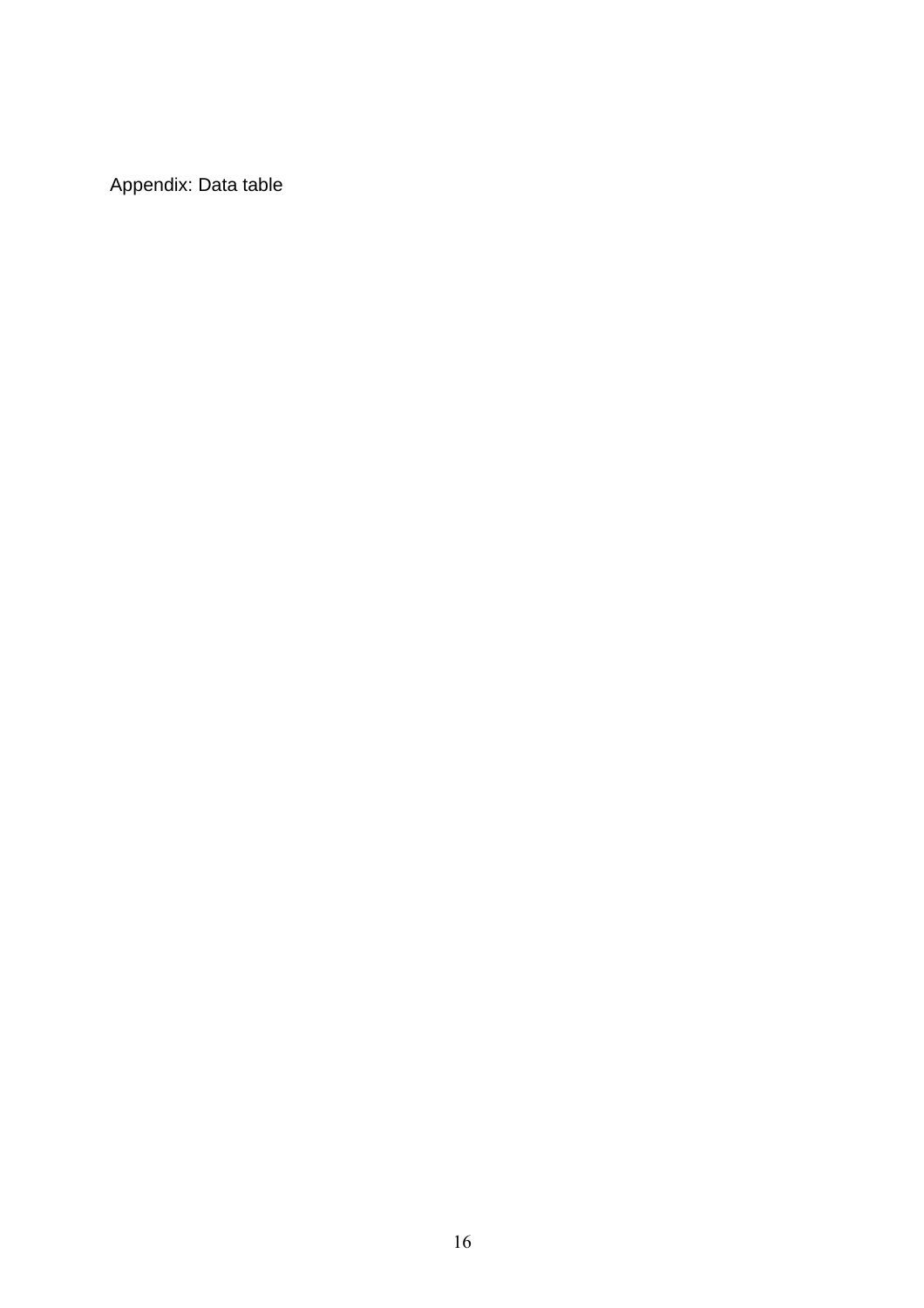Appendix: Data table